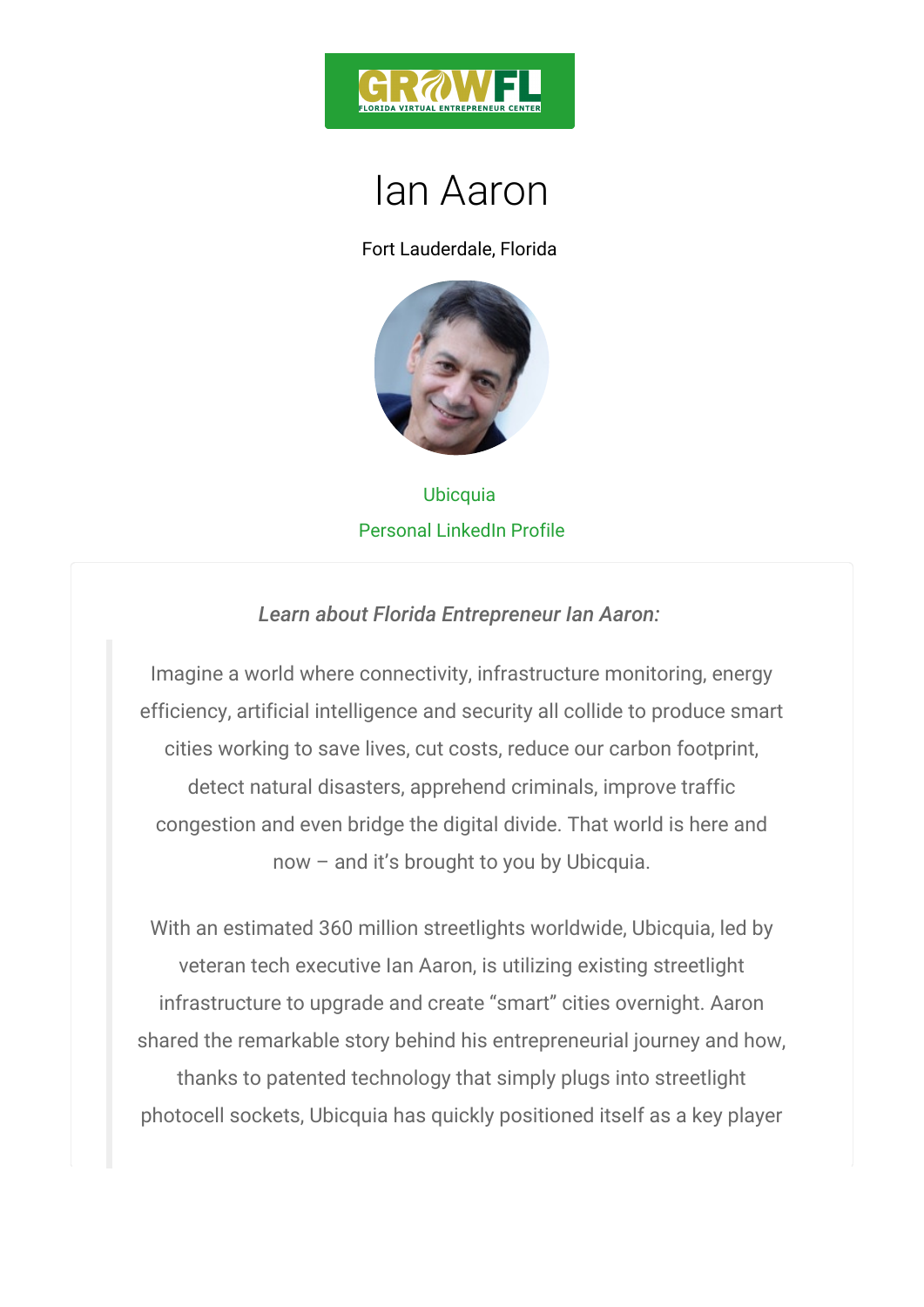# Ian Aaron

Fort Lauderdale, Florida

Ubicquia

Personal LinkedIn Profile

*Learn about Florida Entrepreneur Ian Aaron:*

> Imagine a world where connectivity, infrastructure monitoring, energy efficiency, artificial intelligence and security all collide to produce smart cities working to save lives, cut costs, reduce our carbon footprint, detect natural disasters, apprehend criminals, improve traffic congestion and even bridge the digital divide. That world is here and now – and it's brought to you by Ubicquia.
>
> With an estimated 360 million streetlights worldwide, Ubicquia, led by veteran tech executive Ian Aaron, is utilizing existing streetlight infrastructure to upgrade and create "smart" cities overnight. Aaron shared the remarkable story behind his entrepreneurial journey and how, thanks to patented technology that simply plugs into streetlight photocell sockets, Ubicquia has quickly positioned itself as a key player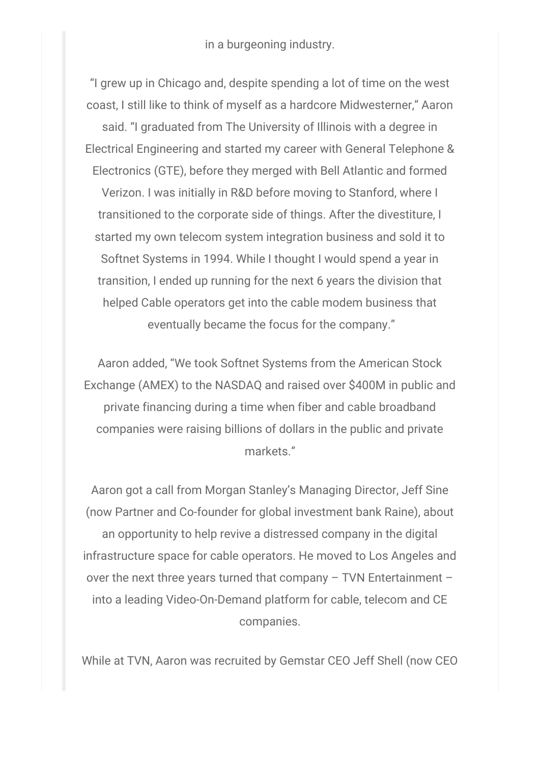in a burgeoning industry.

"I grew up in Chicago and, despite spending a lot of time on the west coast, I still like to think of myself as a hardcore Midwesterner," Aaron said. "I graduated from The University of Illinois with a degree in Electrical Engineering and started my career with General Telephone & Electronics (GTE), before they merged with Bell Atlantic and formed Verizon. I was initially in R&D before moving to Stanford, where I transitioned to the corporate side of things. After the divestiture, I started my own telecom system integration business and sold it to Softnet Systems in 1994. While I thought I would spend a year in transition, I ended up running for the next 6 years the division that helped Cable operators get into the cable modem business that eventually became the focus for the company."

Aaron added, "We took Softnet Systems from the American Stock Exchange (AMEX) to the NASDAQ and raised over $400M in public and private financing during a time when fiber and cable broadband companies were raising billions of dollars in the public and private markets."

Aaron got a call from Morgan Stanley's Managing Director, Jeff Sine (now Partner and Co-founder for global investment bank Raine), about an opportunity to help revive a distressed company in the digital infrastructure space for cable operators. He moved to Los Angeles and over the next three years turned that company – TVN Entertainment – into a leading Video-On-Demand platform for cable, telecom and CE companies.

While at TVN, Aaron was recruited by Gemstar CEO Jeff Shell (now CEO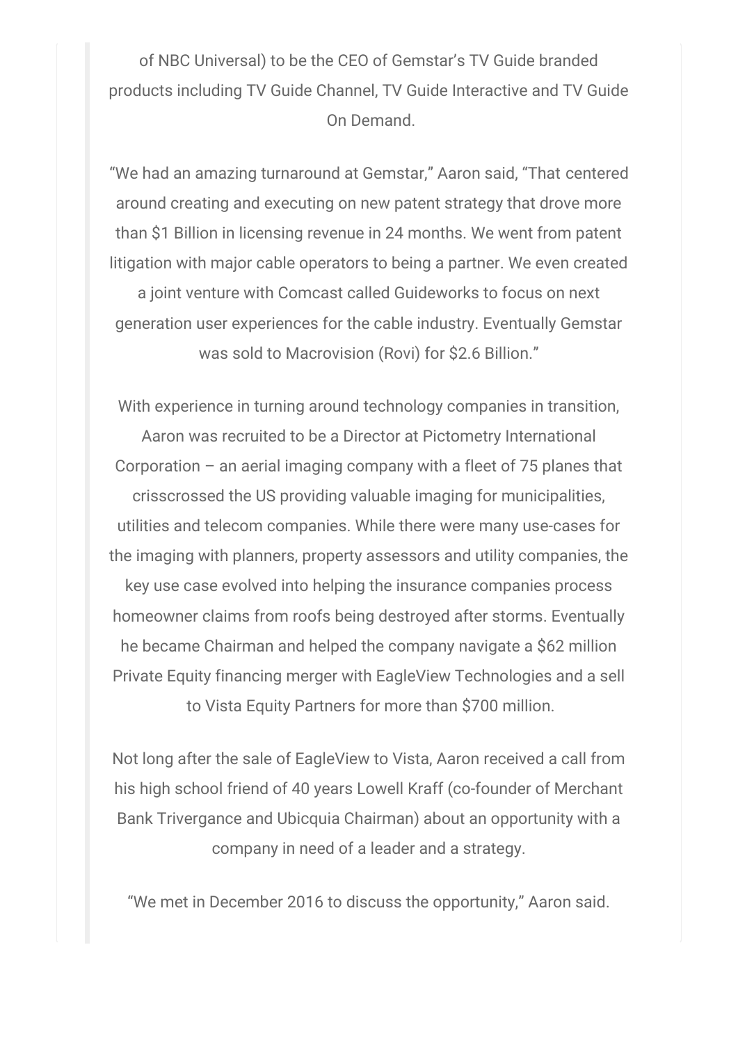of NBC Universal) to be the CEO of Gemstar's TV Guide branded products including TV Guide Channel, TV Guide Interactive and TV Guide On Demand.

"We had an amazing turnaround at Gemstar," Aaron said, "That centered around creating and executing on new patent strategy that drove more than $1 Billion in licensing revenue in 24 months. We went from patent litigation with major cable operators to being a partner. We even created a joint venture with Comcast called Guideworks to focus on next generation user experiences for the cable industry. Eventually Gemstar was sold to Macrovision (Rovi) for $2.6 Billion."

With experience in turning around technology companies in transition, Aaron was recruited to be a Director at Pictometry International Corporation – an aerial imaging company with a fleet of 75 planes that crisscrossed the US providing valuable imaging for municipalities, utilities and telecom companies. While there were many use-cases for the imaging with planners, property assessors and utility companies, the key use case evolved into helping the insurance companies process homeowner claims from roofs being destroyed after storms. Eventually he became Chairman and helped the company navigate a $62 million Private Equity financing merger with EagleView Technologies and a sell to Vista Equity Partners for more than $700 million.

Not long after the sale of EagleView to Vista, Aaron received a call from his high school friend of 40 years Lowell Kraff (co-founder of Merchant Bank Trivergance and Ubicquia Chairman) about an opportunity with a company in need of a leader and a strategy.

"We met in December 2016 to discuss the opportunity," Aaron said.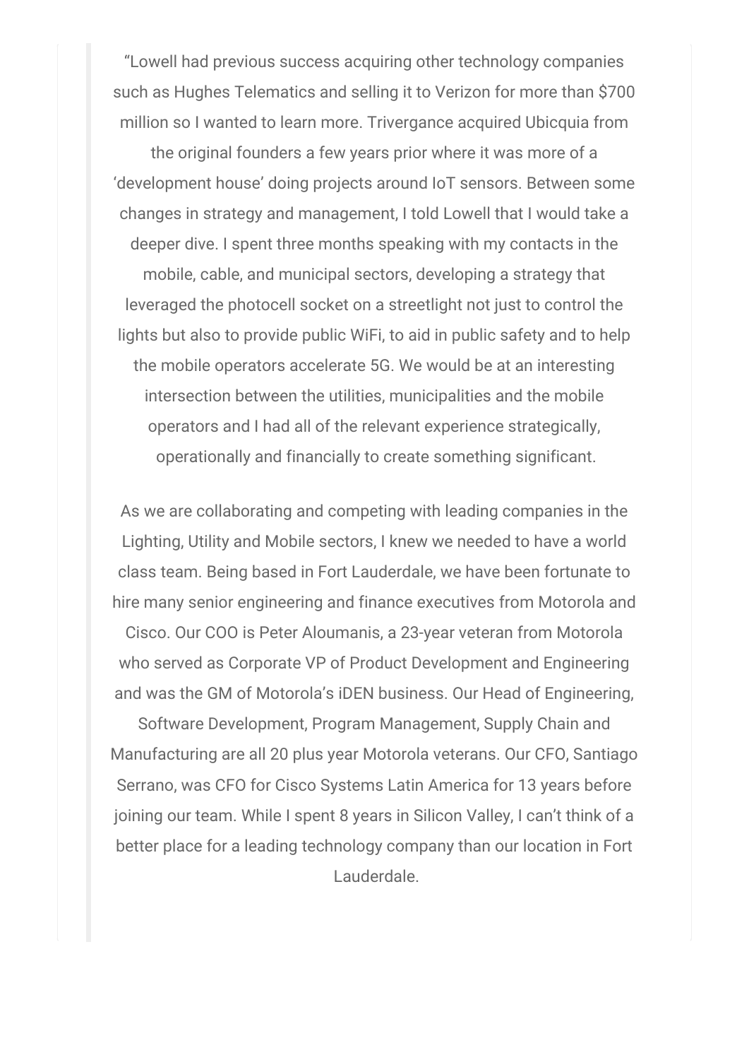"Lowell had previous success acquiring other technology companies such as Hughes Telematics and selling it to Verizon for more than $700 million so I wanted to learn more. Trivergance acquired Ubicquia from the original founders a few years prior where it was more of a 'development house' doing projects around IoT sensors. Between some changes in strategy and management, I told Lowell that I would take a deeper dive. I spent three months speaking with my contacts in the mobile, cable, and municipal sectors, developing a strategy that leveraged the photocell socket on a streetlight not just to control the lights but also to provide public WiFi, to aid in public safety and to help the mobile operators accelerate 5G. We would be at an interesting intersection between the utilities, municipalities and the mobile operators and I had all of the relevant experience strategically, operationally and financially to create something significant.

As we are collaborating and competing with leading companies in the Lighting, Utility and Mobile sectors, I knew we needed to have a world class team. Being based in Fort Lauderdale, we have been fortunate to hire many senior engineering and finance executives from Motorola and Cisco. Our COO is Peter Aloumanis, a 23-year veteran from Motorola who served as Corporate VP of Product Development and Engineering and was the GM of Motorola's iDEN business. Our Head of Engineering, Software Development, Program Management, Supply Chain and Manufacturing are all 20 plus year Motorola veterans. Our CFO, Santiago Serrano, was CFO for Cisco Systems Latin America for 13 years before joining our team. While I spent 8 years in Silicon Valley, I can't think of a better place for a leading technology company than our location in Fort Lauderdale.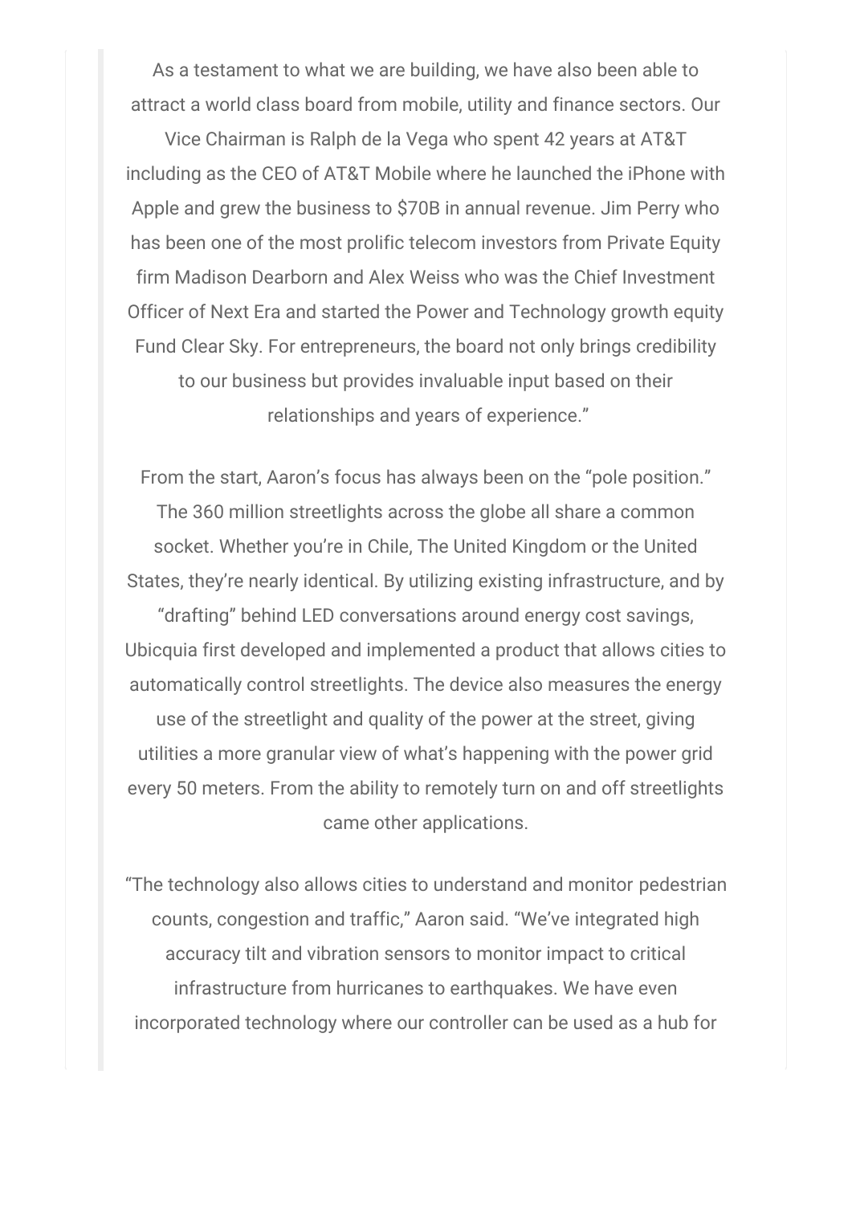As a testament to what we are building, we have also been able to attract a world class board from mobile, utility and finance sectors. Our Vice Chairman is Ralph de la Vega who spent 42 years at AT&T including as the CEO of AT&T Mobile where he launched the iPhone with Apple and grew the business to $70B in annual revenue. Jim Perry who has been one of the most prolific telecom investors from Private Equity firm Madison Dearborn and Alex Weiss who was the Chief Investment Officer of Next Era and started the Power and Technology growth equity Fund Clear Sky. For entrepreneurs, the board not only brings credibility to our business but provides invaluable input based on their relationships and years of experience."

From the start, Aaron's focus has always been on the "pole position." The 360 million streetlights across the globe all share a common socket. Whether you're in Chile, The United Kingdom or the United States, they're nearly identical. By utilizing existing infrastructure, and by "drafting" behind LED conversations around energy cost savings, Ubicquia first developed and implemented a product that allows cities to automatically control streetlights. The device also measures the energy use of the streetlight and quality of the power at the street, giving utilities a more granular view of what's happening with the power grid every 50 meters. From the ability to remotely turn on and off streetlights came other applications.

"The technology also allows cities to understand and monitor pedestrian counts, congestion and traffic," Aaron said. "We've integrated high accuracy tilt and vibration sensors to monitor impact to critical infrastructure from hurricanes to earthquakes. We have even incorporated technology where our controller can be used as a hub for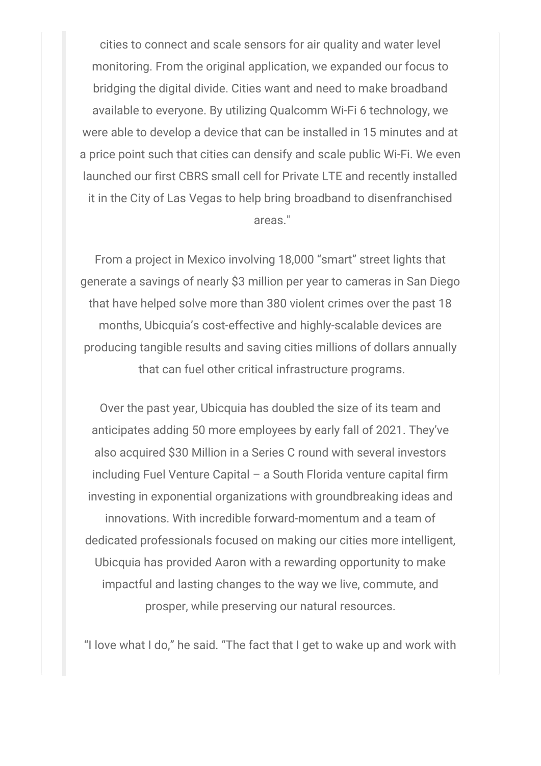cities to connect and scale sensors for air quality and water level monitoring. From the original application, we expanded our focus to bridging the digital divide. Cities want and need to make broadband available to everyone. By utilizing Qualcomm Wi-Fi 6 technology, we were able to develop a device that can be installed in 15 minutes and at a price point such that cities can densify and scale public Wi-Fi. We even launched our first CBRS small cell for Private LTE and recently installed it in the City of Las Vegas to help bring broadband to disenfranchised areas."

From a project in Mexico involving 18,000 "smart" street lights that generate a savings of nearly $3 million per year to cameras in San Diego that have helped solve more than 380 violent crimes over the past 18 months, Ubicquia's cost-effective and highly-scalable devices are producing tangible results and saving cities millions of dollars annually that can fuel other critical infrastructure programs.

Over the past year, Ubicquia has doubled the size of its team and anticipates adding 50 more employees by early fall of 2021. They've also acquired $30 Million in a Series C round with several investors including Fuel Venture Capital – a South Florida venture capital firm investing in exponential organizations with groundbreaking ideas and innovations. With incredible forward-momentum and a team of dedicated professionals focused on making our cities more intelligent, Ubicquia has provided Aaron with a rewarding opportunity to make impactful and lasting changes to the way we live, commute, and prosper, while preserving our natural resources.

"I love what I do," he said. "The fact that I get to wake up and work with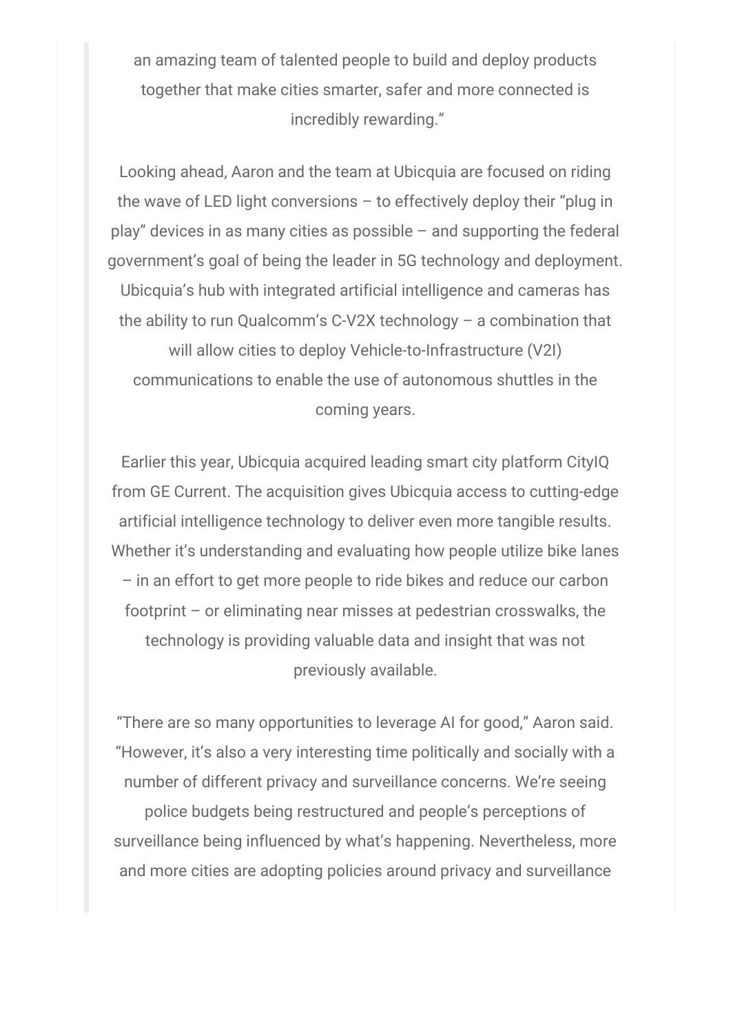an amazing team of talented people to build and deploy products together that make cities smarter, safer and more connected is incredibly rewarding."

Looking ahead, Aaron and the team at Ubicquia are focused on riding the wave of LED light conversions – to effectively deploy their "plug in play" devices in as many cities as possible – and supporting the federal government's goal of being the leader in 5G technology and deployment. Ubicquia's hub with integrated artificial intelligence and cameras has the ability to run Qualcomm's C-V2X technology – a combination that will allow cities to deploy Vehicle-to-Infrastructure (V2I) communications to enable the use of autonomous shuttles in the coming years.

Earlier this year, Ubicquia acquired leading smart city platform CityIQ from GE Current. The acquisition gives Ubicquia access to cutting-edge artificial intelligence technology to deliver even more tangible results. Whether it's understanding and evaluating how people utilize bike lanes – in an effort to get more people to ride bikes and reduce our carbon footprint – or eliminating near misses at pedestrian crosswalks, the technology is providing valuable data and insight that was not previously available.

"There are so many opportunities to leverage AI for good," Aaron said. "However, it's also a very interesting time politically and socially with a number of different privacy and surveillance concerns. We're seeing police budgets being restructured and people's perceptions of surveillance being influenced by what's happening. Nevertheless, more and more cities are adopting policies around privacy and surveillance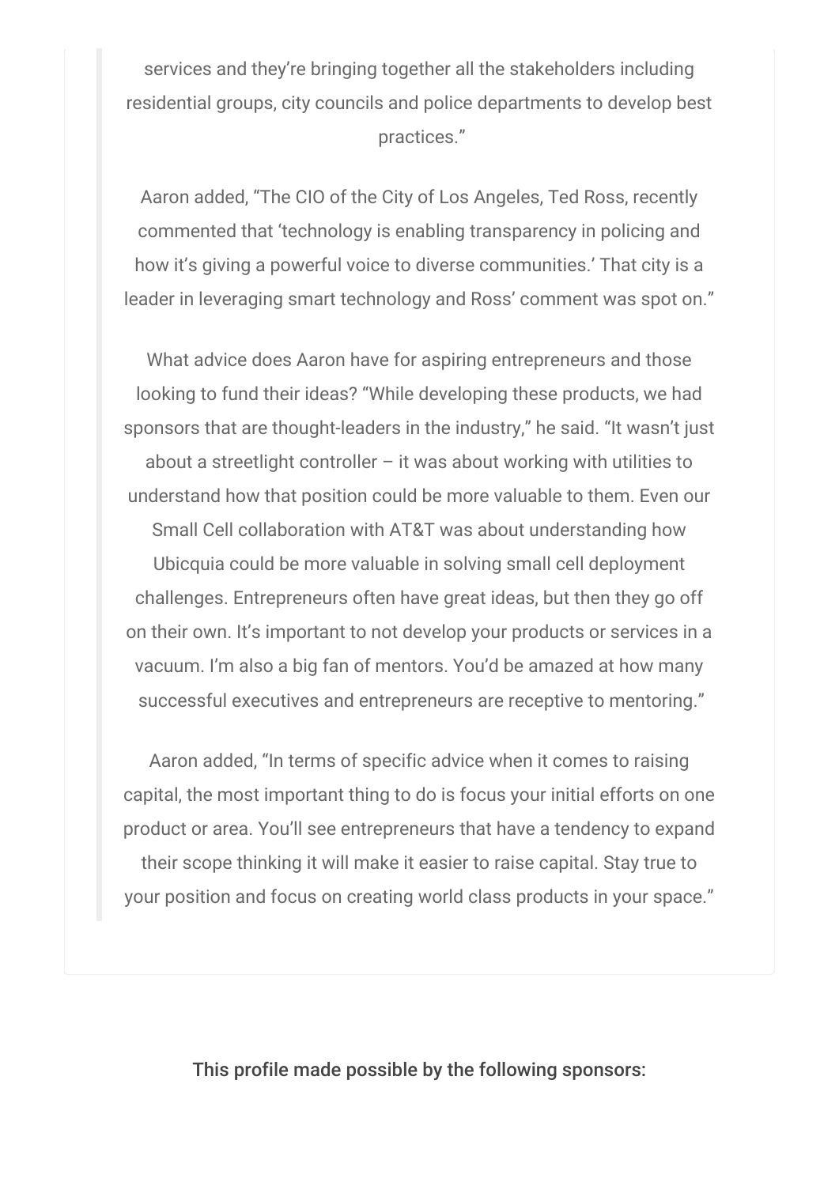services and they're bringing together all the stakeholders including residential groups, city councils and police departments to develop best practices."

Aaron added, "The CIO of the City of Los Angeles, Ted Ross, recently commented that 'technology is enabling transparency in policing and how it's giving a powerful voice to diverse communities.' That city is a leader in leveraging smart technology and Ross' comment was spot on."

What advice does Aaron have for aspiring entrepreneurs and those looking to fund their ideas? "While developing these products, we had sponsors that are thought-leaders in the industry," he said. "It wasn't just about a streetlight controller – it was about working with utilities to understand how that position could be more valuable to them. Even our Small Cell collaboration with AT&T was about understanding how Ubicquia could be more valuable in solving small cell deployment challenges. Entrepreneurs often have great ideas, but then they go off on their own. It's important to not develop your products or services in a vacuum. I'm also a big fan of mentors. You'd be amazed at how many successful executives and entrepreneurs are receptive to mentoring."

Aaron added, "In terms of specific advice when it comes to raising capital, the most important thing to do is focus your initial efforts on one product or area. You'll see entrepreneurs that have a tendency to expand their scope thinking it will make it easier to raise capital. Stay true to your position and focus on creating world class products in your space."

**This profile made possible by the following sponsors:**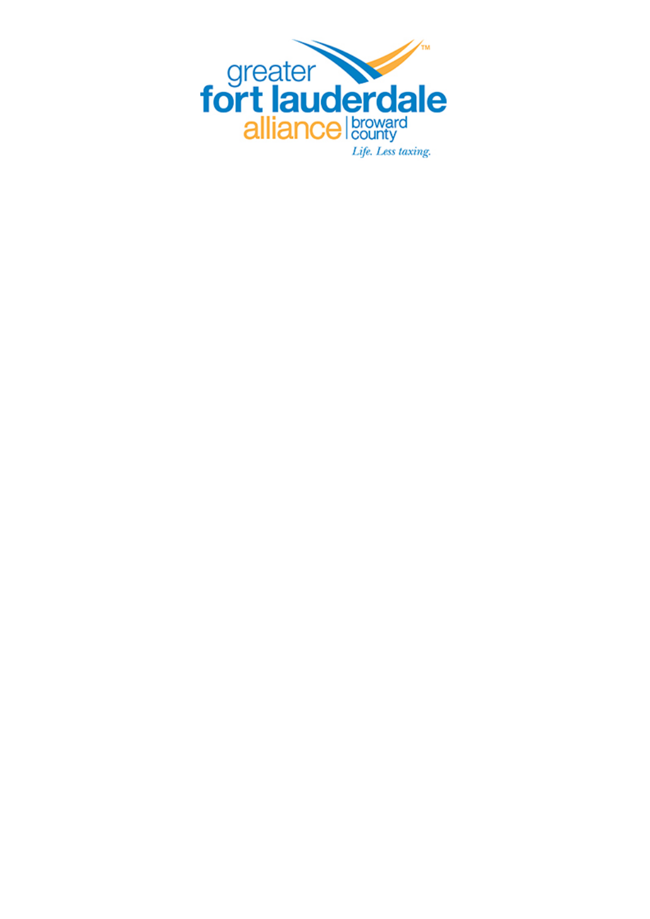greater
fort lauderdale
alliance | broward county

*Life. Less taxing.*